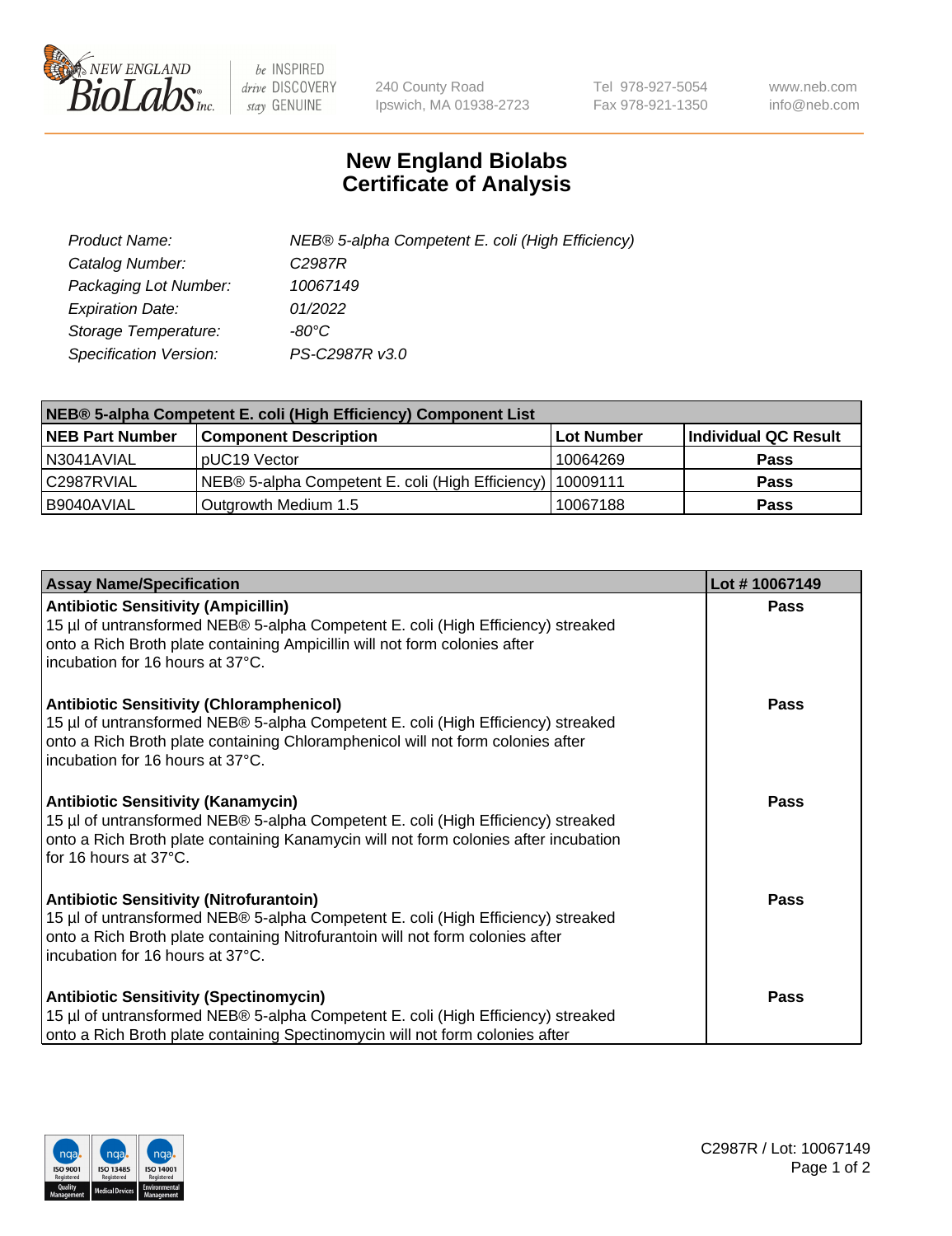# New England Biolabs Certificate of Analysis

| | |
|---|---|
| *Product Name:* | *NEB® 5-alpha Competent E. coli (High Efficiency)* |
| *Catalog Number:* | *C2987R* |
| *Packaging Lot Number:* | *10067149* |
| *Expiration Date:* | *01/2022* |
| *Storage Temperature:* | *-80°C* |
| *Specification Version:* | *PS-C2987R v3.0* |

| NEB® 5-alpha Competent E. coli (High Efficiency) Component List | | | |
|---|---|---|---|
| **NEB Part Number** | **Component Description** | **Lot Number** | **Individual QC Result** |
| N3041AVIAL | pUC19 Vector | 10064269 | **Pass** |
| C2987RVIAL | NEB® 5-alpha Competent E. coli (High Efficiency) | 10009111 | **Pass** |
| B9040AVIAL | Outgrowth Medium 1.5 | 10067188 | **Pass** |

| Assay Name/Specification | Lot # 10067149 |
|---|---|
| **Antibiotic Sensitivity (Ampicillin)**<br>15 µl of untransformed NEB® 5-alpha Competent E. coli (High Efficiency) streaked onto a Rich Broth plate containing Ampicillin will not form colonies after incubation for 16 hours at 37°C. | **Pass** |
| **Antibiotic Sensitivity (Chloramphenicol)**<br>15 µl of untransformed NEB® 5-alpha Competent E. coli (High Efficiency) streaked onto a Rich Broth plate containing Chloramphenicol will not form colonies after incubation for 16 hours at 37°C. | **Pass** |
| **Antibiotic Sensitivity (Kanamycin)**<br>15 µl of untransformed NEB® 5-alpha Competent E. coli (High Efficiency) streaked onto a Rich Broth plate containing Kanamycin will not form colonies after incubation for 16 hours at 37°C. | **Pass** |
| **Antibiotic Sensitivity (Nitrofurantoin)**<br>15 µl of untransformed NEB® 5-alpha Competent E. coli (High Efficiency) streaked onto a Rich Broth plate containing Nitrofurantoin will not form colonies after incubation for 16 hours at 37°C. | **Pass** |
| **Antibiotic Sensitivity (Spectinomycin)**<br>15 µl of untransformed NEB® 5-alpha Competent E. coli (High Efficiency) streaked onto a Rich Broth plate containing Spectinomycin will not form colonies after | **Pass** |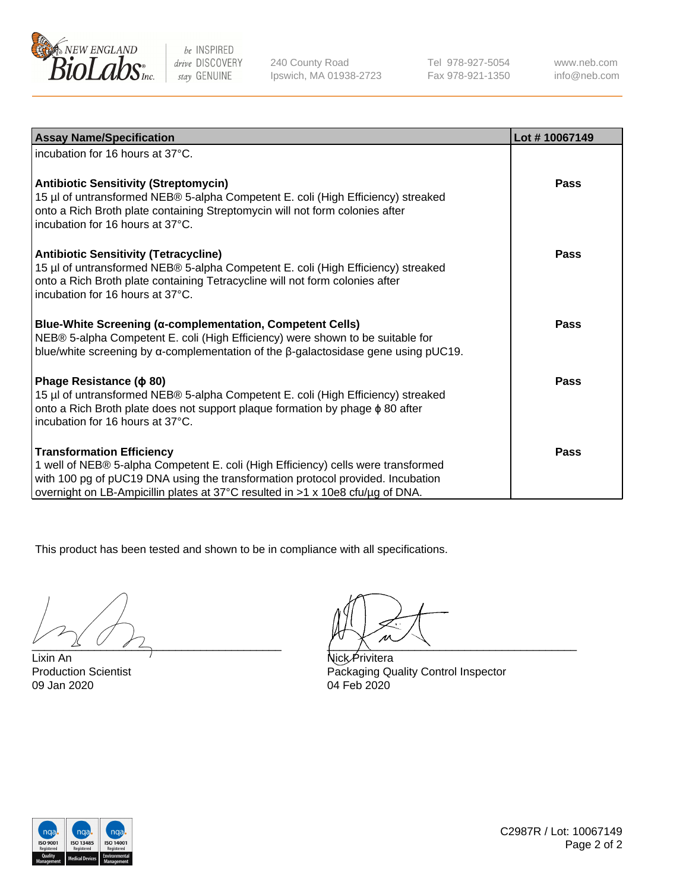| Assay Name/Specification | Lot # 10067149 |
|---|---|
| incubation for 16 hours at 37°C. | |
| **Antibiotic Sensitivity (Streptomycin)**<br>15 µl of untransformed NEB® 5-alpha Competent E. coli (High Efficiency) streaked onto a Rich Broth plate containing Streptomycin will not form colonies after incubation for 16 hours at 37°C. | **Pass** |
| **Antibiotic Sensitivity (Tetracycline)**<br>15 µl of untransformed NEB® 5-alpha Competent E. coli (High Efficiency) streaked onto a Rich Broth plate containing Tetracycline will not form colonies after incubation for 16 hours at 37°C. | **Pass** |
| **Blue-White Screening (α-complementation, Competent Cells)**<br>NEB® 5-alpha Competent E. coli (High Efficiency) were shown to be suitable for blue/white screening by α-complementation of the β-galactosidase gene using pUC19. | **Pass** |
| **Phage Resistance (ϕ 80)**<br>15 µl of untransformed NEB® 5-alpha Competent E. coli (High Efficiency) streaked onto a Rich Broth plate does not support plaque formation by phage ϕ 80 after incubation for 16 hours at 37°C. | **Pass** |
| **Transformation Efficiency**<br>1 well of NEB® 5-alpha Competent E. coli (High Efficiency) cells were transformed with 100 pg of pUC19 DNA using the transformation protocol provided. Incubation overnight on LB-Ampicillin plates at 37°C resulted in >1 x 10e8 cfu/µg of DNA. | **Pass** |

This product has been tested and shown to be in compliance with all specifications.

Lixin An
Production Scientist
09 Jan 2020

Nick Privitera
Packaging Quality Control Inspector
04 Feb 2020

C2987R / Lot: 10067149